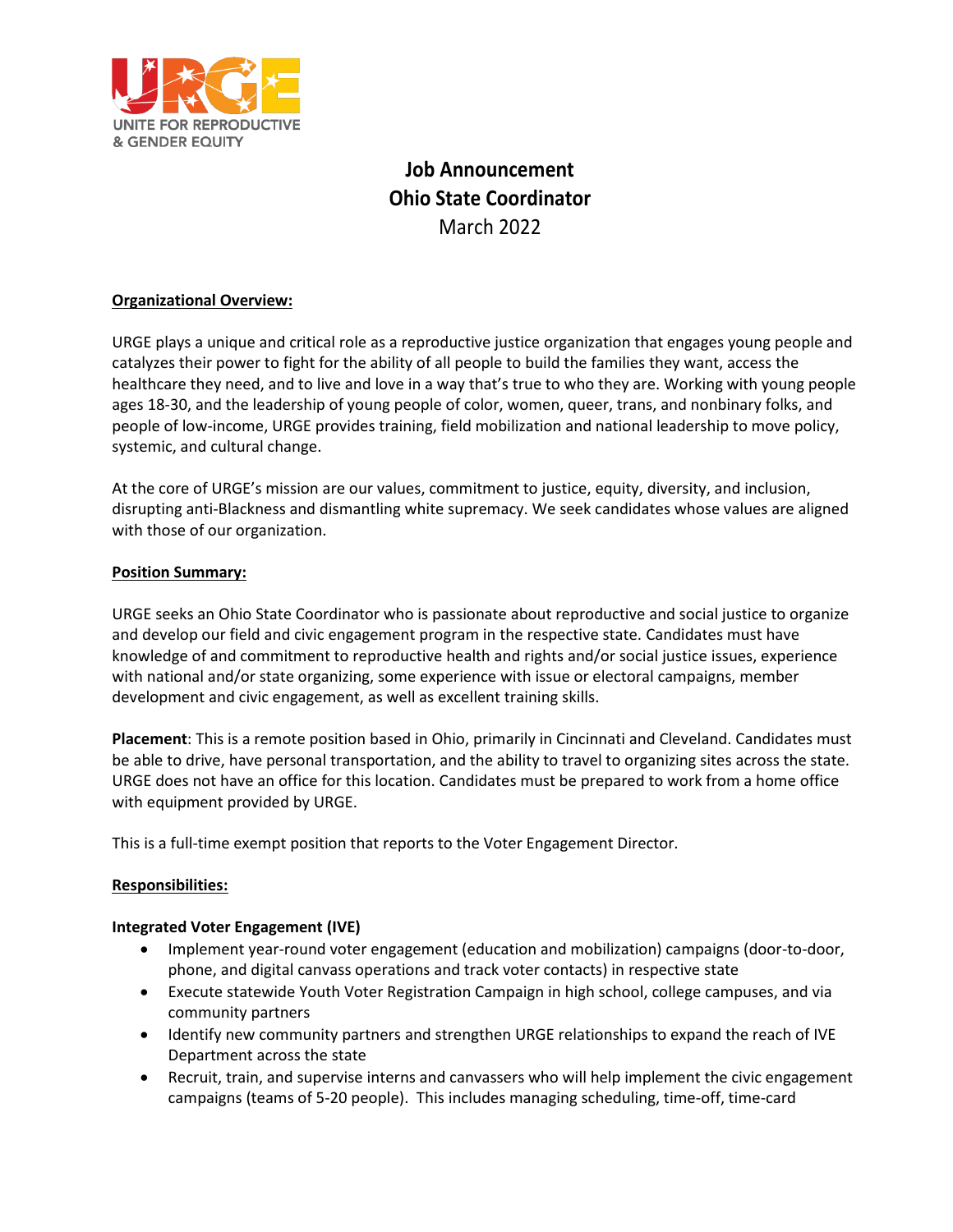URGE
UNITE FOR REPRODUCTIVE & GENDER EQUITY

# Job Announcement
# Ohio State Coordinator
March 2022

**Organizational Overview:**

URGE plays a unique and critical role as a reproductive justice organization that engages young people and catalyzes their power to fight for the ability of all people to build the families they want, access the healthcare they need, and to live and love in a way that's true to who they are. Working with young people ages 18-30, and the leadership of young people of color, women, queer, trans, and nonbinary folks, and people of low-income, URGE provides training, field mobilization and national leadership to move policy, systemic, and cultural change.

At the core of URGE's mission are our values, commitment to justice, equity, diversity, and inclusion, disrupting anti-Blackness and dismantling white supremacy. We seek candidates whose values are aligned with those of our organization.

**Position Summary:**

URGE seeks an Ohio State Coordinator who is passionate about reproductive and social justice to organize and develop our field and civic engagement program in the respective state. Candidates must have knowledge of and commitment to reproductive health and rights and/or social justice issues, experience with national and/or state organizing, some experience with issue or electoral campaigns, member development and civic engagement, as well as excellent training skills.

**Placement**: This is a remote position based in Ohio, primarily in Cincinnati and Cleveland. Candidates must be able to drive, have personal transportation, and the ability to travel to organizing sites across the state. URGE does not have an office for this location. Candidates must be prepared to work from a home office with equipment provided by URGE.

This is a full-time exempt position that reports to the Voter Engagement Director.

**Responsibilities:**

**Integrated Voter Engagement (IVE)**

- Implement year-round voter engagement (education and mobilization) campaigns (door-to-door, phone, and digital canvass operations and track voter contacts) in respective state
- Execute statewide Youth Voter Registration Campaign in high school, college campuses, and via community partners
- Identify new community partners and strengthen URGE relationships to expand the reach of IVE Department across the state
- Recruit, train, and supervise interns and canvassers who will help implement the civic engagement campaigns (teams of 5-20 people). This includes managing scheduling, time-off, time-card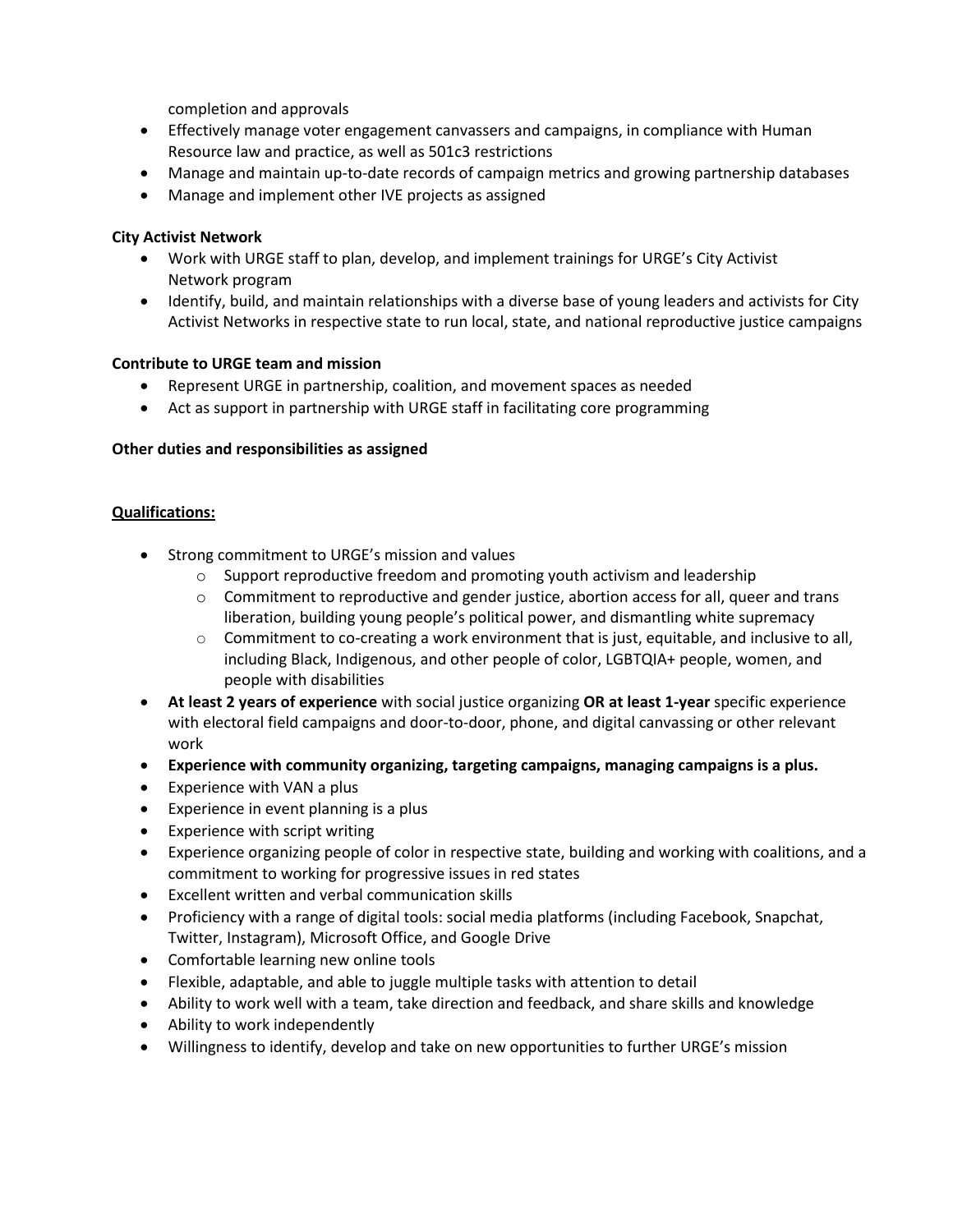completion and approvals

- Effectively manage voter engagement canvassers and campaigns, in compliance with Human Resource law and practice, as well as 501c3 restrictions
- Manage and maintain up-to-date records of campaign metrics and growing partnership databases
- Manage and implement other IVE projects as assigned

**City Activist Network**

- Work with URGE staff to plan, develop, and implement trainings for URGE's City Activist Network program
- Identify, build, and maintain relationships with a diverse base of young leaders and activists for City Activist Networks in respective state to run local, state, and national reproductive justice campaigns

**Contribute to URGE team and mission**

- Represent URGE in partnership, coalition, and movement spaces as needed
- Act as support in partnership with URGE staff in facilitating core programming

**Other duties and responsibilities as assigned**

**Qualifications:**

- Strong commitment to URGE's mission and values
  - Support reproductive freedom and promoting youth activism and leadership
  - Commitment to reproductive and gender justice, abortion access for all, queer and trans liberation, building young people's political power, and dismantling white supremacy
  - Commitment to co-creating a work environment that is just, equitable, and inclusive to all, including Black, Indigenous, and other people of color, LGBTQIA+ people, women, and people with disabilities
- **At least 2 years of experience** with social justice organizing **OR at least 1-year** specific experience with electoral field campaigns and door-to-door, phone, and digital canvassing or other relevant work
- **Experience with community organizing, targeting campaigns, managing campaigns is a plus.**
- Experience with VAN a plus
- Experience in event planning is a plus
- Experience with script writing
- Experience organizing people of color in respective state, building and working with coalitions, and a commitment to working for progressive issues in red states
- Excellent written and verbal communication skills
- Proficiency with a range of digital tools: social media platforms (including Facebook, Snapchat, Twitter, Instagram), Microsoft Office, and Google Drive
- Comfortable learning new online tools
- Flexible, adaptable, and able to juggle multiple tasks with attention to detail
- Ability to work well with a team, take direction and feedback, and share skills and knowledge
- Ability to work independently
- Willingness to identify, develop and take on new opportunities to further URGE's mission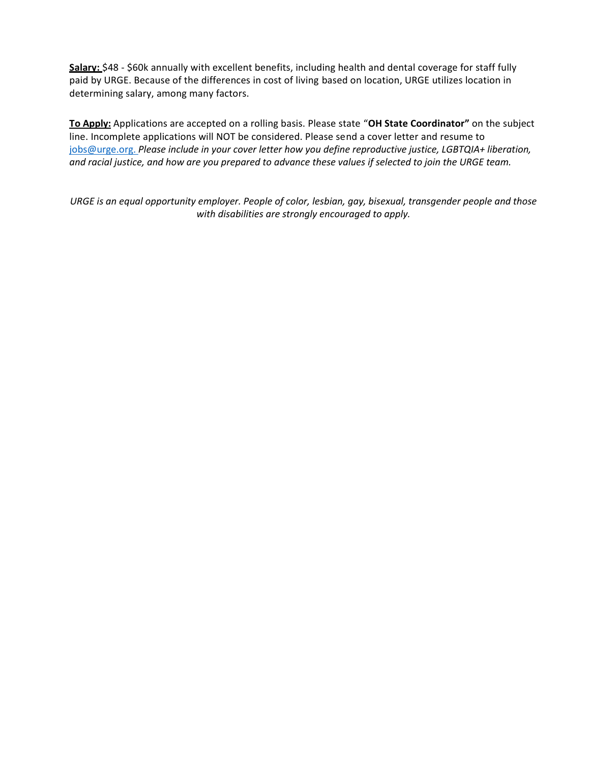**<u>Salary:</u>** $48 - $60k annually with excellent benefits, including health and dental coverage for staff fully paid by URGE. Because of the differences in cost of living based on location, URGE utilizes location in determining salary, among many factors.

**<u>To Apply:</u>** Applications are accepted on a rolling basis. Please state "**OH State Coordinator"** on the subject line. Incomplete applications will NOT be considered. Please send a cover letter and resume to jobs@urge.org. *Please include in your cover letter how you define reproductive justice, LGBTQIA+ liberation, and racial justice, and how are you prepared to advance these values if selected to join the URGE team.*

*URGE is an equal opportunity employer. People of color, lesbian, gay, bisexual, transgender people and those with disabilities are strongly encouraged to apply.*